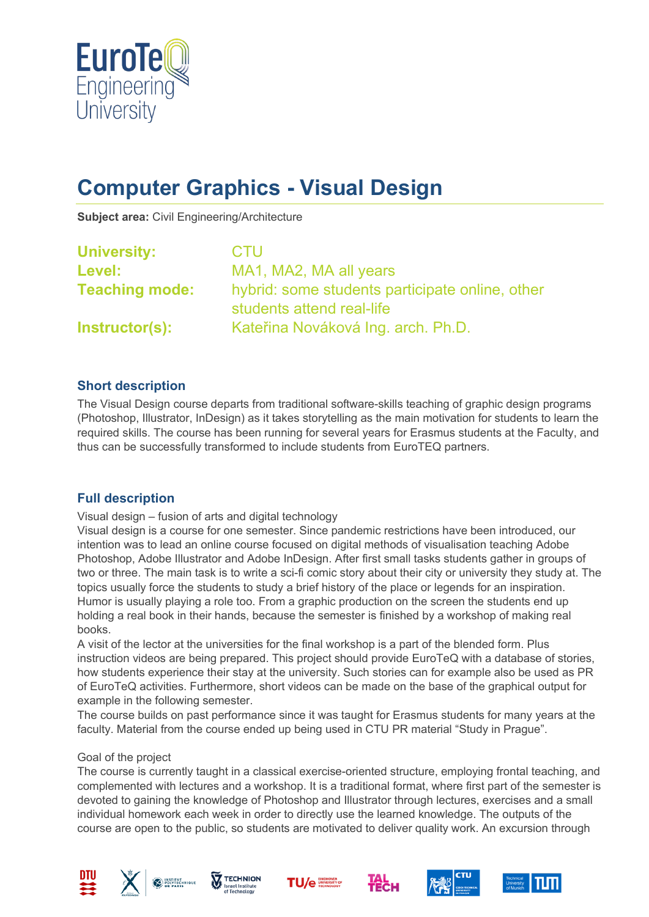EuroTeQ Engineering University

# Computer Graphics - Visual Design

**Subject area:** Civil Engineering/Architecture

| | |
|---|---|
| **University:** | CTU |
| **Level:** | MA1, MA2, MA all years |
| **Teaching mode:** | hybrid: some students participate online, other students attend real-life |
| **Instructor(s):** | Kateřina Nováková Ing. arch. Ph.D. |

## Short description

The Visual Design course departs from traditional software-skills teaching of graphic design programs (Photoshop, Illustrator, InDesign) as it takes storytelling as the main motivation for students to learn the required skills. The course has been running for several years for Erasmus students at the Faculty, and thus can be successfully transformed to include students from EuroTEQ partners.

## Full description

Visual design – fusion of arts and digital technology

Visual design is a course for one semester. Since pandemic restrictions have been introduced, our intention was to lead an online course focused on digital methods of visualisation teaching Adobe Photoshop, Adobe Illustrator and Adobe InDesign. After first small tasks students gather in groups of two or three. The main task is to write a sci-fi comic story about their city or university they study at. The topics usually force the students to study a brief history of the place or legends for an inspiration. Humor is usually playing a role too. From a graphic production on the screen the students end up holding a real book in their hands, because the semester is finished by a workshop of making real books.

A visit of the lector at the universities for the final workshop is a part of the blended form. Plus instruction videos are being prepared. This project should provide EuroTeQ with a database of stories, how students experience their stay at the university. Such stories can for example also be used as PR of EuroTeQ activities. Furthermore, short videos can be made on the base of the graphical output for example in the following semester.

The course builds on past performance since it was taught for Erasmus students for many years at the faculty. Material from the course ended up being used in CTU PR material "Study in Prague".

Goal of the project

The course is currently taught in a classical exercise-oriented structure, employing frontal teaching, and complemented with lectures and a workshop. It is a traditional format, where first part of the semester is devoted to gaining the knowledge of Photoshop and Illustrator through lectures, exercises and a small individual homework each week in order to directly use the learned knowledge. The outputs of the course are open to the public, so students are motivated to deliver quality work. An excursion through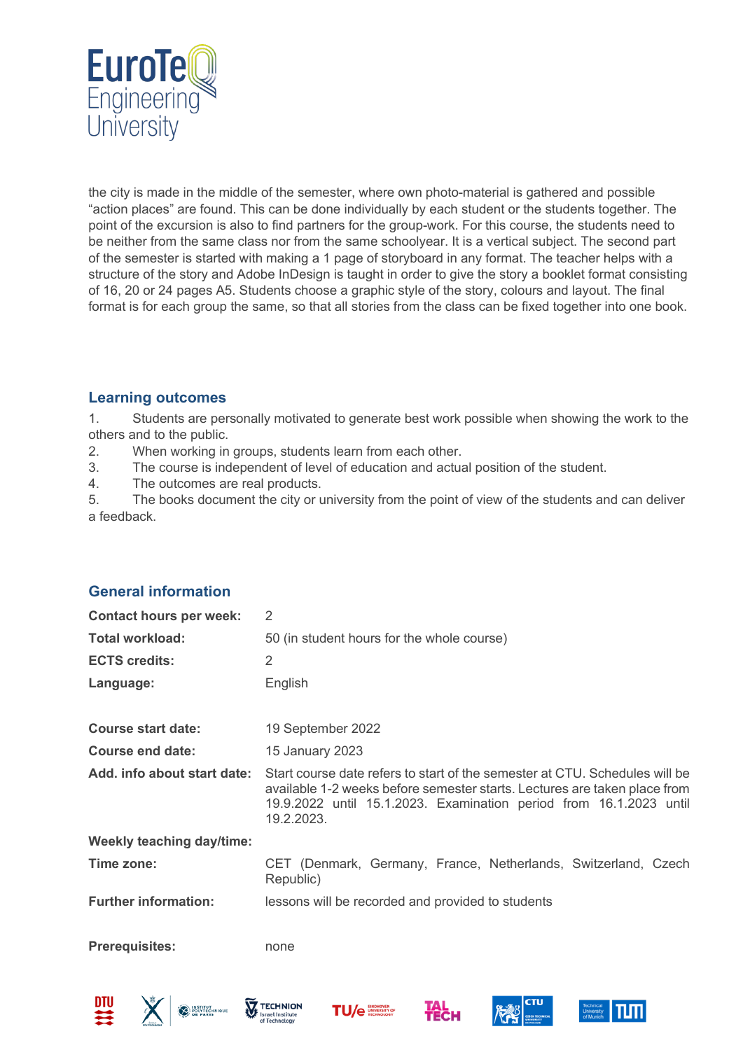the city is made in the middle of the semester, where own photo-material is gathered and possible "action places" are found. This can be done individually by each student or the students together. The point of the excursion is also to find partners for the group-work. For this course, the students need to be neither from the same class nor from the same schoolyear. It is a vertical subject. The second part of the semester is started with making a 1 page of storyboard in any format. The teacher helps with a structure of the story and Adobe InDesign is taught in order to give the story a booklet format consisting of 16, 20 or 24 pages A5. Students choose a graphic style of the story, colours and layout. The final format is for each group the same, so that all stories from the class can be fixed together into one book.

## Learning outcomes

1. Students are personally motivated to generate best work possible when showing the work to the others and to the public.
2. When working in groups, students learn from each other.
3. The course is independent of level of education and actual position of the student.
4. The outcomes are real products.
5. The books document the city or university from the point of view of the students and can deliver a feedback.

## General information

| | |
|---|---|
| **Contact hours per week:** | 2 |
| **Total workload:** | 50 (in student hours for the whole course) |
| **ECTS credits:** | 2 |
| **Language:** | English |
| | |
| **Course start date:** | 19 September 2022 |
| **Course end date:** | 15 January 2023 |
| **Add. info about start date:** | Start course date refers to start of the semester at CTU. Schedules will be available 1-2 weeks before semester starts. Lectures are taken place from 19.9.2022 until 15.1.2023. Examination period from 16.1.2023 until 19.2.2023. |
| **Weekly teaching day/time:** | |
| **Time zone:** | CET (Denmark, Germany, France, Netherlands, Switzerland, Czech Republic) |
| **Further information:** | lessons will be recorded and provided to students |
| | |
| **Prerequisites:** | none |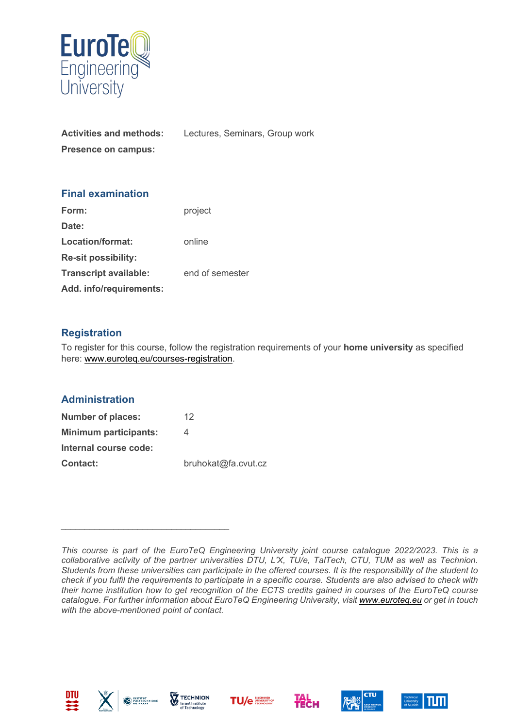| | |
|---|---|
| **Activities and methods:** | Lectures, Seminars, Group work |
| **Presence on campus:** | |

## Final examination

| | |
|---|---|
| **Form:** | project |
| **Date:** | |
| **Location/format:** | online |
| **Re-sit possibility:** | |
| **Transcript available:** | end of semester |
| **Add. info/requirements:** | |

## Registration

To register for this course, follow the registration requirements of your **home university** as specified here: www.euroteq.eu/courses-registration.

## Administration

| | |
|---|---|
| **Number of places:** | 12 |
| **Minimum participants:** | 4 |
| **Internal course code:** | |
| **Contact:** | bruhokat@fa.cvut.cz |

---

*This course is part of the EuroTeQ Engineering University joint course catalogue 2022/2023. This is a collaborative activity of the partner universities DTU, L'X, TU/e, TalTech, CTU, TUM as well as Technion. Students from these universities can participate in the offered courses. It is the responsibility of the student to check if you fulfil the requirements to participate in a specific course. Students are also advised to check with their home institution how to get recognition of the ECTS credits gained in courses of the EuroTeQ course catalogue. For further information about EuroTeQ Engineering University, visit www.euroteq.eu or get in touch with the above-mentioned point of contact.*